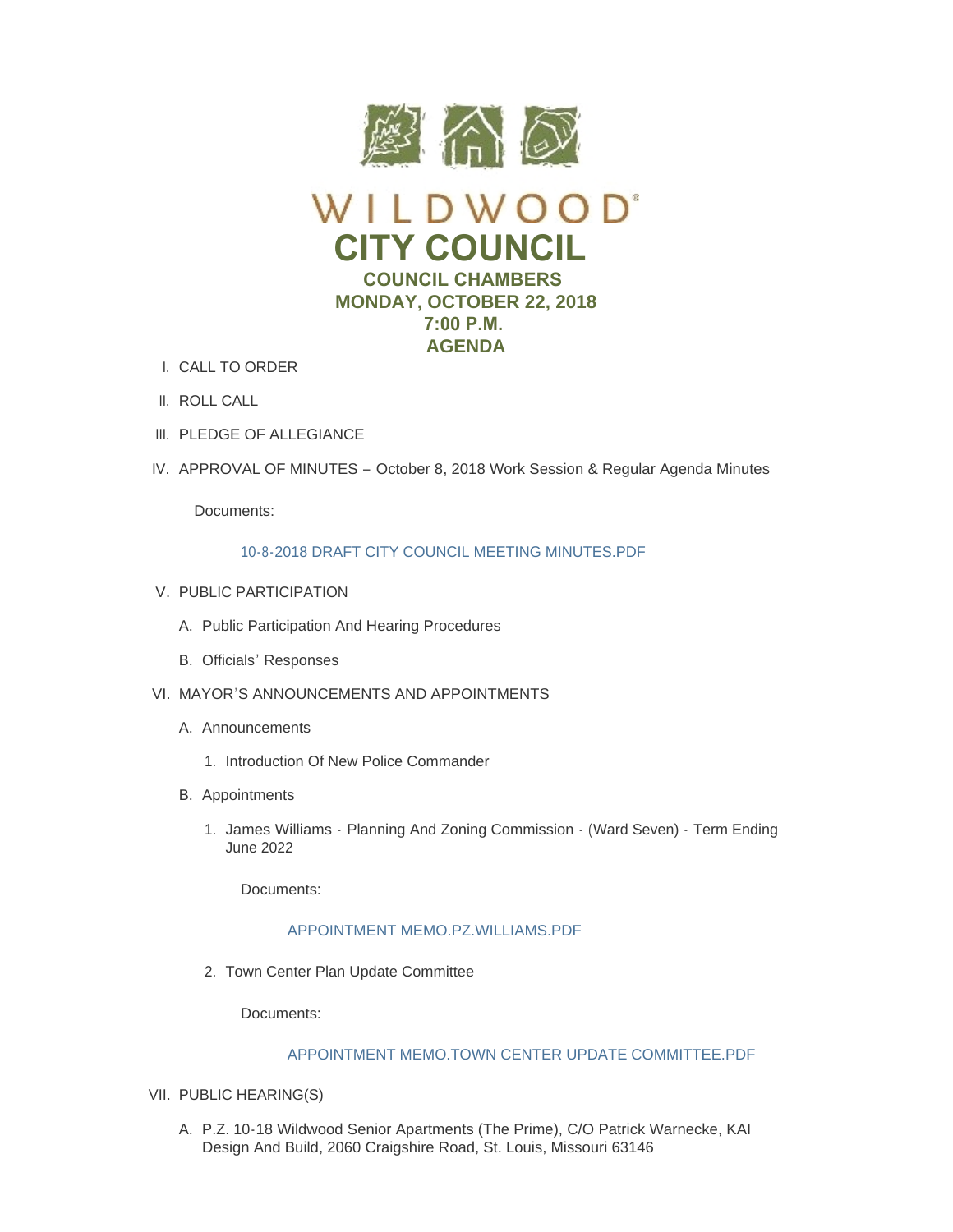# WILDWOOD®

# CITY COUNCIL

## COUNCIL CHAMBERS
## MONDAY, OCTOBER 22, 2018
## 7:00 P.M.
## AGENDA

I. CALL TO ORDER

II. ROLL CALL

III. PLEDGE OF ALLEGIANCE

IV. APPROVAL OF MINUTES – October 8, 2018 Work Session & Regular Agenda Minutes

   Documents:

   10-8-2018 DRAFT CITY COUNCIL MEETING MINUTES.PDF

V. PUBLIC PARTICIPATION

   A. Public Participation And Hearing Procedures

   B. Officials' Responses

VI. MAYOR'S ANNOUNCEMENTS AND APPOINTMENTS

   A. Announcements

      1. Introduction Of New Police Commander

   B. Appointments

      1. James Williams - Planning And Zoning Commission - (Ward Seven) - Term Ending June 2022

         Documents:

         APPOINTMENT MEMO.PZ.WILLIAMS.PDF

      2. Town Center Plan Update Committee

         Documents:

         APPOINTMENT MEMO.TOWN CENTER UPDATE COMMITTEE.PDF

VII. PUBLIC HEARING(S)

   A. P.Z. 10-18 Wildwood Senior Apartments (The Prime), C/O Patrick Warnecke, KAI Design And Build, 2060 Craigshire Road, St. Louis, Missouri 63146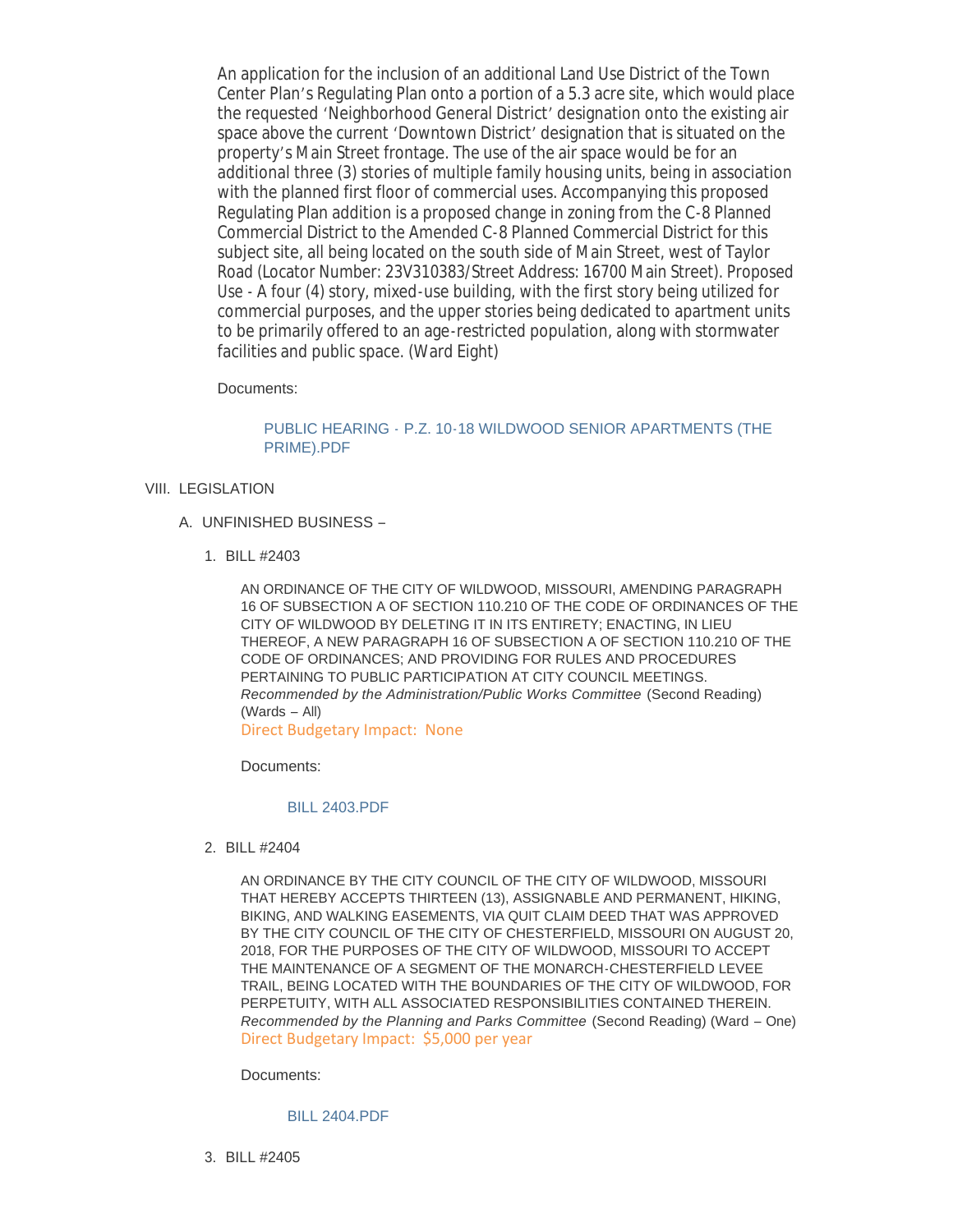An application for the inclusion of an additional Land Use District of the Town Center Plan's Regulating Plan onto a portion of a 5.3 acre site, which would place the requested 'Neighborhood General District' designation onto the existing air space above the current 'Downtown District' designation that is situated on the property's Main Street frontage. The use of the air space would be for an additional three (3) stories of multiple family housing units, being in association with the planned first floor of commercial uses. Accompanying this proposed Regulating Plan addition is a proposed change in zoning from the C-8 Planned Commercial District to the Amended C-8 Planned Commercial District for this subject site, all being located on the south side of Main Street, west of Taylor Road (Locator Number: 23V310383/Street Address: 16700 Main Street). Proposed Use - A four (4) story, mixed-use building, with the first story being utilized for commercial purposes, and the upper stories being dedicated to apartment units to be primarily offered to an age-restricted population, along with stormwater facilities and public space. (Ward Eight)

Documents:

PUBLIC HEARING - P.Z. 10-18 WILDWOOD SENIOR APARTMENTS (THE PRIME).PDF

VIII. LEGISLATION

A. UNFINISHED BUSINESS –

1. BILL #2403

AN ORDINANCE OF THE CITY OF WILDWOOD, MISSOURI, AMENDING PARAGRAPH 16 OF SUBSECTION A OF SECTION 110.210 OF THE CODE OF ORDINANCES OF THE CITY OF WILDWOOD BY DELETING IT IN ITS ENTIRETY; ENACTING, IN LIEU THEREOF, A NEW PARAGRAPH 16 OF SUBSECTION A OF SECTION 110.210 OF THE CODE OF ORDINANCES; AND PROVIDING FOR RULES AND PROCEDURES PERTAINING TO PUBLIC PARTICIPATION AT CITY COUNCIL MEETINGS. *Recommended by the Administration/Public Works Committee* (Second Reading) (Wards – All)
Direct Budgetary Impact: None

Documents:

BILL 2403.PDF

2. BILL #2404

AN ORDINANCE BY THE CITY COUNCIL OF THE CITY OF WILDWOOD, MISSOURI THAT HEREBY ACCEPTS THIRTEEN (13), ASSIGNABLE AND PERMANENT, HIKING, BIKING, AND WALKING EASEMENTS, VIA QUIT CLAIM DEED THAT WAS APPROVED BY THE CITY COUNCIL OF THE CITY OF CHESTERFIELD, MISSOURI ON AUGUST 20, 2018, FOR THE PURPOSES OF THE CITY OF WILDWOOD, MISSOURI TO ACCEPT THE MAINTENANCE OF A SEGMENT OF THE MONARCH-CHESTERFIELD LEVEE TRAIL, BEING LOCATED WITH THE BOUNDARIES OF THE CITY OF WILDWOOD, FOR PERPETUITY, WITH ALL ASSOCIATED RESPONSIBILITIES CONTAINED THEREIN. *Recommended by the Planning and Parks Committee* (Second Reading) (Ward – One)
Direct Budgetary Impact: $5,000 per year

Documents:

BILL 2404.PDF

3. BILL #2405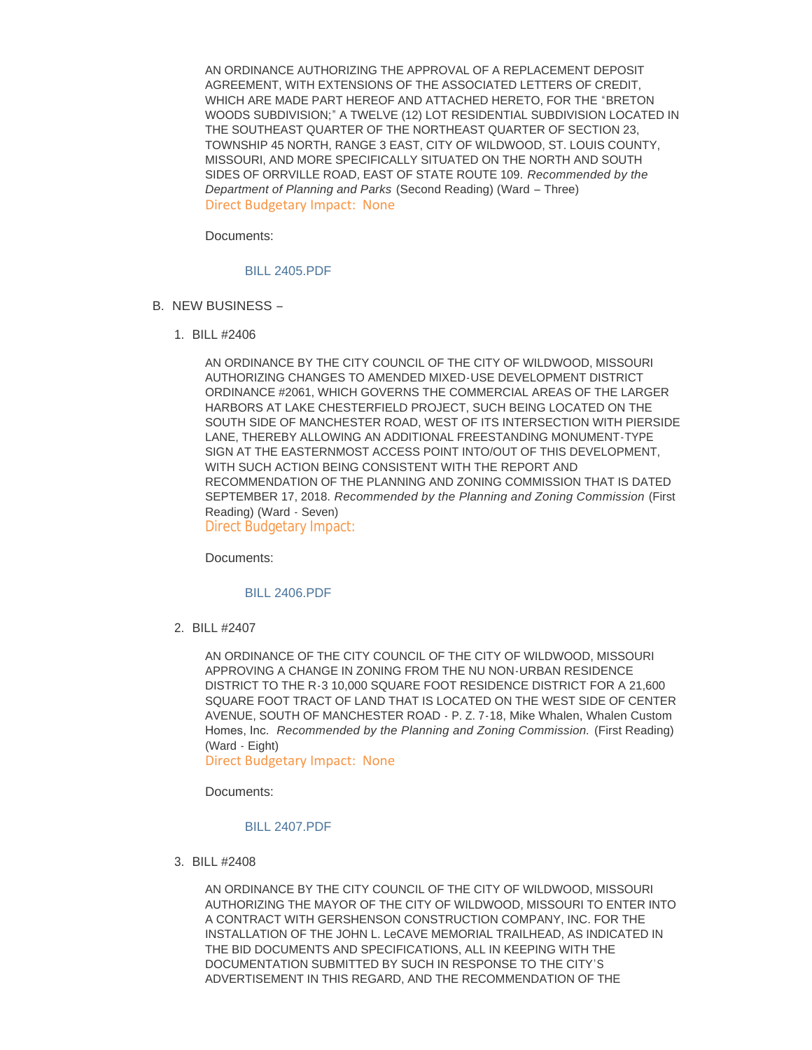AN ORDINANCE AUTHORIZING THE APPROVAL OF A REPLACEMENT DEPOSIT AGREEMENT, WITH EXTENSIONS OF THE ASSOCIATED LETTERS OF CREDIT, WHICH ARE MADE PART HEREOF AND ATTACHED HERETO, FOR THE "BRETON WOODS SUBDIVISION;" A TWELVE (12) LOT RESIDENTIAL SUBDIVISION LOCATED IN THE SOUTHEAST QUARTER OF THE NORTHEAST QUARTER OF SECTION 23, TOWNSHIP 45 NORTH, RANGE 3 EAST, CITY OF WILDWOOD, ST. LOUIS COUNTY, MISSOURI, AND MORE SPECIFICALLY SITUATED ON THE NORTH AND SOUTH SIDES OF ORRVILLE ROAD, EAST OF STATE ROUTE 109. *Recommended by the Department of Planning and Parks* (Second Reading) (Ward – Three)
Direct Budgetary Impact: None

Documents:

BILL 2405.PDF

B. NEW BUSINESS –

1. BILL #2406

   AN ORDINANCE BY THE CITY COUNCIL OF THE CITY OF WILDWOOD, MISSOURI AUTHORIZING CHANGES TO AMENDED MIXED-USE DEVELOPMENT DISTRICT ORDINANCE #2061, WHICH GOVERNS THE COMMERCIAL AREAS OF THE LARGER HARBORS AT LAKE CHESTERFIELD PROJECT, SUCH BEING LOCATED ON THE SOUTH SIDE OF MANCHESTER ROAD, WEST OF ITS INTERSECTION WITH PIERSIDE LANE, THEREBY ALLOWING AN ADDITIONAL FREESTANDING MONUMENT-TYPE SIGN AT THE EASTERNMOST ACCESS POINT INTO/OUT OF THIS DEVELOPMENT, WITH SUCH ACTION BEING CONSISTENT WITH THE REPORT AND RECOMMENDATION OF THE PLANNING AND ZONING COMMISSION THAT IS DATED SEPTEMBER 17, 2018. *Recommended by the Planning and Zoning Commission* (First Reading) (Ward - Seven)
   Direct Budgetary Impact:

   Documents:

   BILL 2406.PDF

2. BILL #2407

   AN ORDINANCE OF THE CITY COUNCIL OF THE CITY OF WILDWOOD, MISSOURI APPROVING A CHANGE IN ZONING FROM THE NU NON-URBAN RESIDENCE DISTRICT TO THE R-3 10,000 SQUARE FOOT RESIDENCE DISTRICT FOR A 21,600 SQUARE FOOT TRACT OF LAND THAT IS LOCATED ON THE WEST SIDE OF CENTER AVENUE, SOUTH OF MANCHESTER ROAD - P. Z. 7-18, Mike Whalen, Whalen Custom Homes, Inc. *Recommended by the Planning and Zoning Commission.* (First Reading) (Ward - Eight)
   Direct Budgetary Impact: None

   Documents:

   BILL 2407.PDF

3. BILL #2408

   AN ORDINANCE BY THE CITY COUNCIL OF THE CITY OF WILDWOOD, MISSOURI AUTHORIZING THE MAYOR OF THE CITY OF WILDWOOD, MISSOURI TO ENTER INTO A CONTRACT WITH GERSHENSON CONSTRUCTION COMPANY, INC. FOR THE INSTALLATION OF THE JOHN L. LeCAVE MEMORIAL TRAILHEAD, AS INDICATED IN THE BID DOCUMENTS AND SPECIFICATIONS, ALL IN KEEPING WITH THE DOCUMENTATION SUBMITTED BY SUCH IN RESPONSE TO THE CITY'S ADVERTISEMENT IN THIS REGARD, AND THE RECOMMENDATION OF THE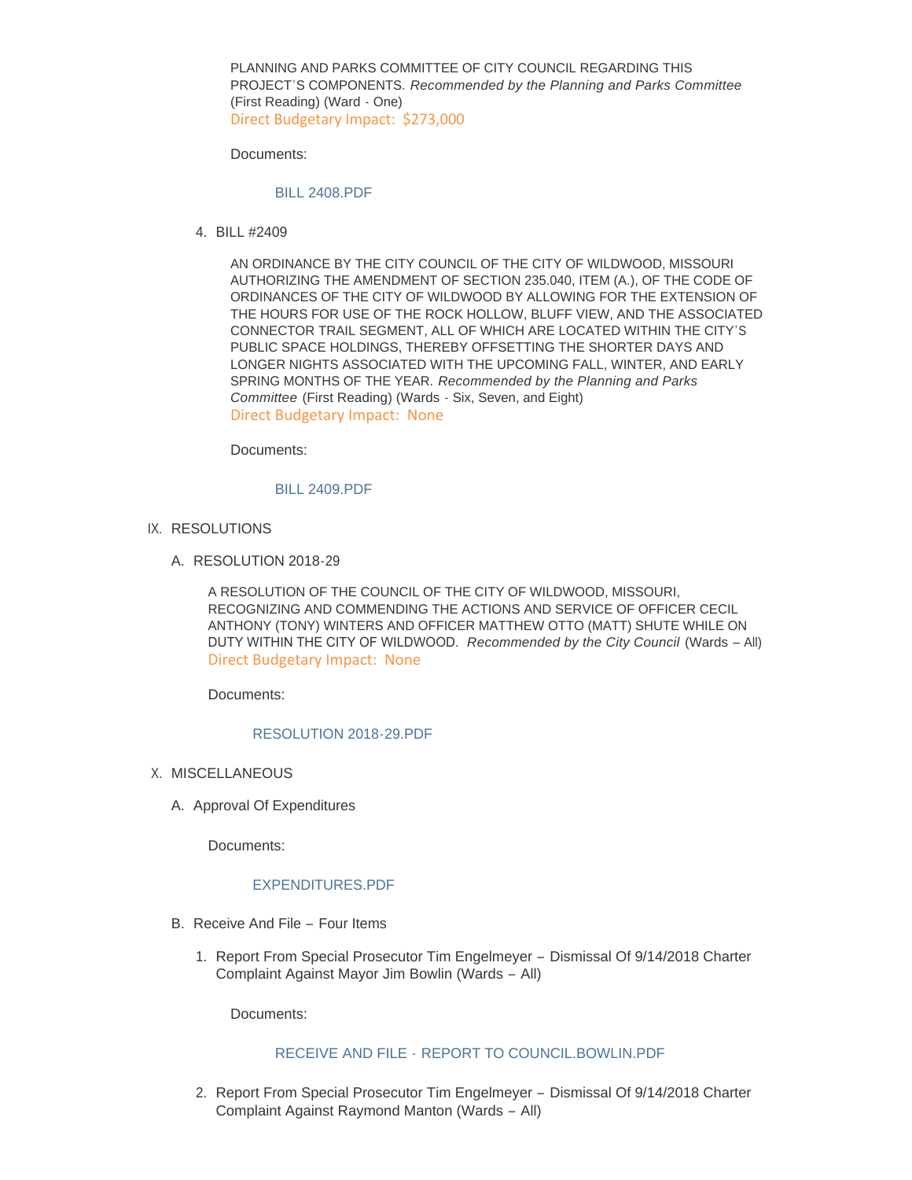PLANNING AND PARKS COMMITTEE OF CITY COUNCIL REGARDING THIS PROJECT'S COMPONENTS. *Recommended by the Planning and Parks Committee* (First Reading) (Ward - One)
Direct Budgetary Impact: $273,000

Documents:

BILL 2408.PDF

4. BILL #2409

AN ORDINANCE BY THE CITY COUNCIL OF THE CITY OF WILDWOOD, MISSOURI AUTHORIZING THE AMENDMENT OF SECTION 235.040, ITEM (A.), OF THE CODE OF ORDINANCES OF THE CITY OF WILDWOOD BY ALLOWING FOR THE EXTENSION OF THE HOURS FOR USE OF THE ROCK HOLLOW, BLUFF VIEW, AND THE ASSOCIATED CONNECTOR TRAIL SEGMENT, ALL OF WHICH ARE LOCATED WITHIN THE CITY'S PUBLIC SPACE HOLDINGS, THEREBY OFFSETTING THE SHORTER DAYS AND LONGER NIGHTS ASSOCIATED WITH THE UPCOMING FALL, WINTER, AND EARLY SPRING MONTHS OF THE YEAR. *Recommended by the Planning and Parks Committee* (First Reading) (Wards - Six, Seven, and Eight)
Direct Budgetary Impact: None

Documents:

BILL 2409.PDF

IX. RESOLUTIONS

A. RESOLUTION 2018-29

A RESOLUTION OF THE COUNCIL OF THE CITY OF WILDWOOD, MISSOURI, RECOGNIZING AND COMMENDING THE ACTIONS AND SERVICE OF OFFICER CECIL ANTHONY (TONY) WINTERS AND OFFICER MATTHEW OTTO (MATT) SHUTE WHILE ON DUTY WITHIN THE CITY OF WILDWOOD. *Recommended by the City Council* (Wards – All)
Direct Budgetary Impact: None

Documents:

RESOLUTION 2018-29.PDF

X. MISCELLANEOUS

A. Approval Of Expenditures

Documents:

EXPENDITURES.PDF

B. Receive And File – Four Items

1. Report From Special Prosecutor Tim Engelmeyer – Dismissal Of 9/14/2018 Charter Complaint Against Mayor Jim Bowlin (Wards – All)

Documents:

RECEIVE AND FILE - REPORT TO COUNCIL.BOWLIN.PDF

2. Report From Special Prosecutor Tim Engelmeyer – Dismissal Of 9/14/2018 Charter Complaint Against Raymond Manton (Wards – All)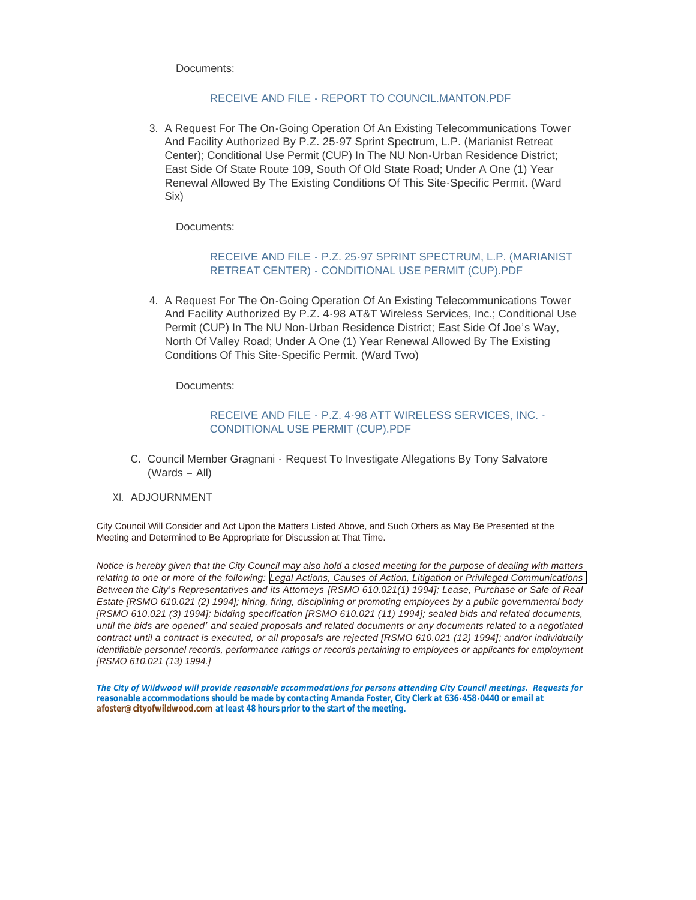Documents:

RECEIVE AND FILE - REPORT TO COUNCIL.MANTON.PDF

3. A Request For The On-Going Operation Of An Existing Telecommunications Tower And Facility Authorized By P.Z. 25-97 Sprint Spectrum, L.P. (Marianist Retreat Center); Conditional Use Permit (CUP) In The NU Non-Urban Residence District; East Side Of State Route 109, South Of Old State Road; Under A One (1) Year Renewal Allowed By The Existing Conditions Of This Site-Specific Permit. (Ward Six)

   Documents:

   RECEIVE AND FILE - P.Z. 25-97 SPRINT SPECTRUM, L.P. (MARIANIST RETREAT CENTER) - CONDITIONAL USE PERMIT (CUP).PDF

4. A Request For The On-Going Operation Of An Existing Telecommunications Tower And Facility Authorized By P.Z. 4-98 AT&T Wireless Services, Inc.; Conditional Use Permit (CUP) In The NU Non-Urban Residence District; East Side Of Joe's Way, North Of Valley Road; Under A One (1) Year Renewal Allowed By The Existing Conditions Of This Site-Specific Permit. (Ward Two)

   Documents:

   RECEIVE AND FILE - P.Z. 4-98 ATT WIRELESS SERVICES, INC. - CONDITIONAL USE PERMIT (CUP).PDF

C. Council Member Gragnani - Request To Investigate Allegations By Tony Salvatore (Wards – All)

XI. ADJOURNMENT

City Council Will Consider and Act Upon the Matters Listed Above, and Such Others as May Be Presented at the Meeting and Determined to Be Appropriate for Discussion at That Time.

*Notice is hereby given that the City Council may also hold a closed meeting for the purpose of dealing with matters relating to one or more of the following: Legal Actions, Causes of Action, Litigation or Privileged Communications Between the City's Representatives and its Attorneys [RSMO 610.021(1) 1994]; Lease, Purchase or Sale of Real Estate [RSMO 610.021 (2) 1994]; hiring, firing, disciplining or promoting employees by a public governmental body [RSMO 610.021 (3) 1994]; bidding specification [RSMO 610.021 (11) 1994]; sealed bids and related documents, until the bids are opened' and sealed proposals and related documents or any documents related to a negotiated contract until a contract is executed, or all proposals are rejected [RSMO 610.021 (12) 1994]; and/or individually identifiable personnel records, performance ratings or records pertaining to employees or applicants for employment [RSMO 610.021 (13) 1994.]*

***The City of Wildwood will provide reasonable accommodations for persons attending City Council meetings. Requests for reasonable accommodations should be made by contacting Amanda Foster, City Clerk at 636-458-0440 or email at afoster@cityofwildwood.com at least 48 hours prior to the start of the meeting.***